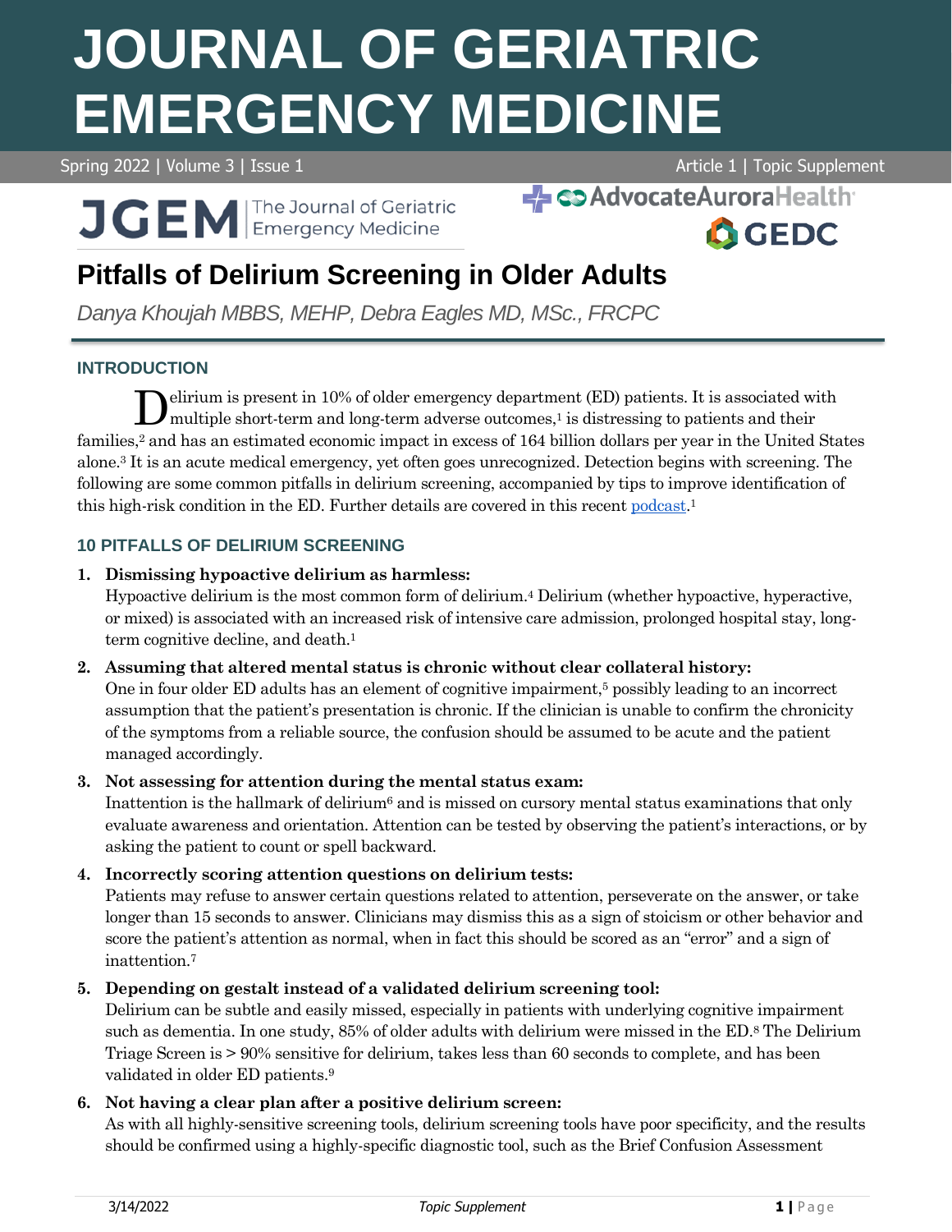# Pitfalls of Delirium Screening in Older Adults

*Danya Khoujah MBBS, MEHP, Debra Eagles MD, MSc., FRCPC*

## INTRODUCTION

Delirium is present in 10% of older emergency department (ED) patients. It is associated with multiple short-term and long-term adverse outcomes,[1] is distressing to patients and their families,[2] and has an estimated economic impact in excess of 164 billion dollars per year in the United States alone.[3] It is an acute medical emergency, yet often goes unrecognized. Detection begins with screening. The following are some common pitfalls in delirium screening, accompanied by tips to improve identification of this high-risk condition in the ED. Further details are covered in this recent podcast.[1]

## 10 PITFALLS OF DELIRIUM SCREENING

1. **Dismissing hypoactive delirium as harmless:**
   Hypoactive delirium is the most common form of delirium.[4] Delirium (whether hypoactive, hyperactive, or mixed) is associated with an increased risk of intensive care admission, prolonged hospital stay, long-term cognitive decline, and death.[1]

2. **Assuming that altered mental status is chronic without clear collateral history:**
   One in four older ED adults has an element of cognitive impairment,[5] possibly leading to an incorrect assumption that the patient's presentation is chronic. If the clinician is unable to confirm the chronicity of the symptoms from a reliable source, the confusion should be assumed to be acute and the patient managed accordingly.

3. **Not assessing for attention during the mental status exam:**
   Inattention is the hallmark of delirium[6] and is missed on cursory mental status examinations that only evaluate awareness and orientation. Attention can be tested by observing the patient's interactions, or by asking the patient to count or spell backward.

4. **Incorrectly scoring attention questions on delirium tests:**
   Patients may refuse to answer certain questions related to attention, perseverate on the answer, or take longer than 15 seconds to answer. Clinicians may dismiss this as a sign of stoicism or other behavior and score the patient's attention as normal, when in fact this should be scored as an "error" and a sign of inattention.[7]

5. **Depending on gestalt instead of a validated delirium screening tool:**
   Delirium can be subtle and easily missed, especially in patients with underlying cognitive impairment such as dementia. In one study, 85% of older adults with delirium were missed in the ED.[8] The Delirium Triage Screen is > 90% sensitive for delirium, takes less than 60 seconds to complete, and has been validated in older ED patients.[9]

6. **Not having a clear plan after a positive delirium screen:**
   As with all highly-sensitive screening tools, delirium screening tools have poor specificity, and the results should be confirmed using a highly-specific diagnostic tool, such as the Brief Confusion Assessment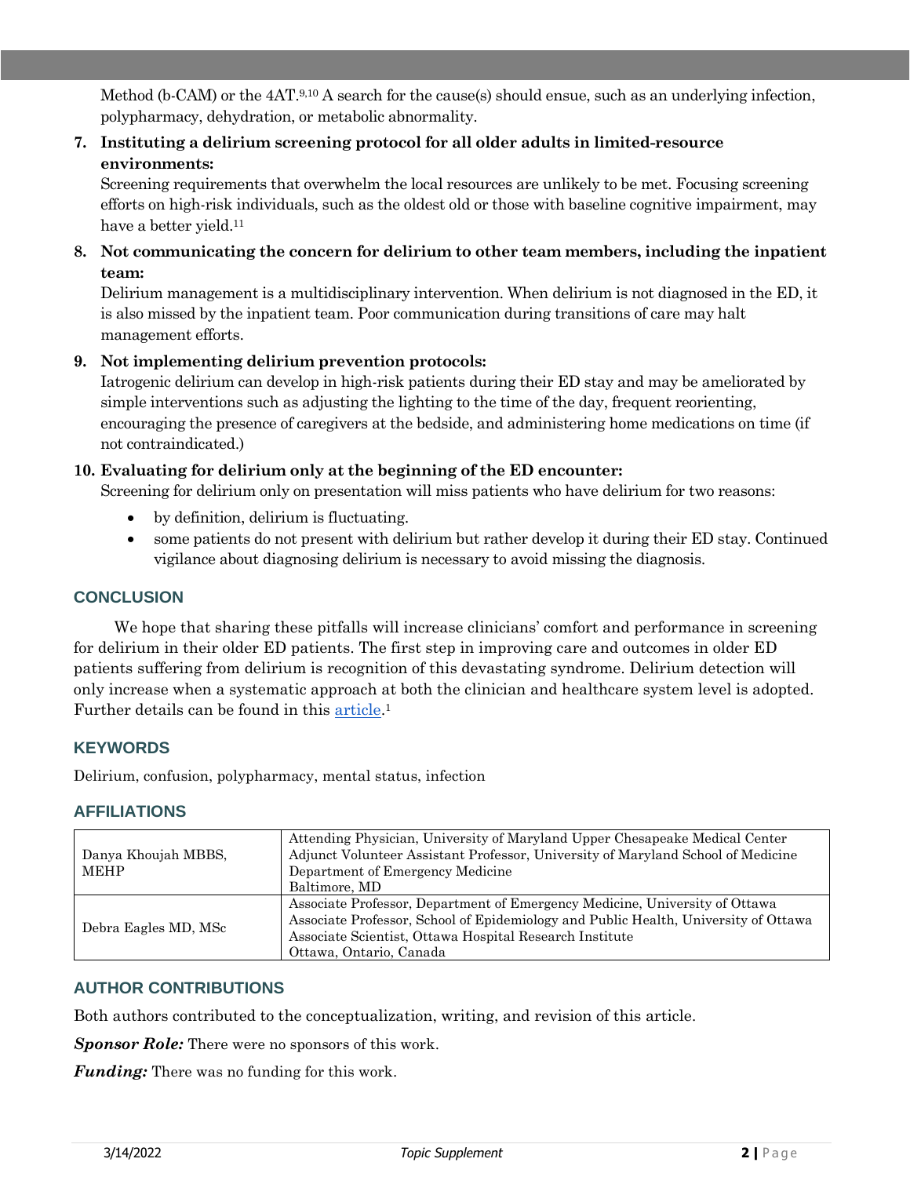Method (b-CAM) or the 4AT.[9,10] A search for the cause(s) should ensue, such as an underlying infection, polypharmacy, dehydration, or metabolic abnormality.

7. **Instituting a delirium screening protocol for all older adults in limited-resource environments:**
   Screening requirements that overwhelm the local resources are unlikely to be met. Focusing screening efforts on high-risk individuals, such as the oldest old or those with baseline cognitive impairment, may have a better yield.[11]

8. **Not communicating the concern for delirium to other team members, including the inpatient team:**
   Delirium management is a multidisciplinary intervention. When delirium is not diagnosed in the ED, it is also missed by the inpatient team. Poor communication during transitions of care may halt management efforts.

9. **Not implementing delirium prevention protocols:**
   Iatrogenic delirium can develop in high-risk patients during their ED stay and may be ameliorated by simple interventions such as adjusting the lighting to the time of the day, frequent reorienting, encouraging the presence of caregivers at the bedside, and administering home medications on time (if not contraindicated.)

10. **Evaluating for delirium only at the beginning of the ED encounter:**
    Screening for delirium only on presentation will miss patients who have delirium for two reasons:
    - by definition, delirium is fluctuating.
    - some patients do not present with delirium but rather develop it during their ED stay. Continued vigilance about diagnosing delirium is necessary to avoid missing the diagnosis.

## CONCLUSION

We hope that sharing these pitfalls will increase clinicians' comfort and performance in screening for delirium in their older ED patients. The first step in improving care and outcomes in older ED patients suffering from delirium is recognition of this devastating syndrome. Delirium detection will only increase when a systematic approach at both the clinician and healthcare system level is adopted. Further details can be found in this article.[1]

## KEYWORDS

Delirium, confusion, polypharmacy, mental status, infection

## AFFILIATIONS

| Author | Affiliation |
|---|---|
| Danya Khoujah MBBS, MEHP | Attending Physician, University of Maryland Upper Chesapeake Medical Center<br>Adjunct Volunteer Assistant Professor, University of Maryland School of Medicine<br>Department of Emergency Medicine<br>Baltimore, MD |
| Debra Eagles MD, MSc | Associate Professor, Department of Emergency Medicine, University of Ottawa<br>Associate Professor, School of Epidemiology and Public Health, University of Ottawa<br>Associate Scientist, Ottawa Hospital Research Institute<br>Ottawa, Ontario, Canada |

## AUTHOR CONTRIBUTIONS

Both authors contributed to the conceptualization, writing, and revision of this article.

***Sponsor Role:*** There were no sponsors of this work.

***Funding:*** There was no funding for this work.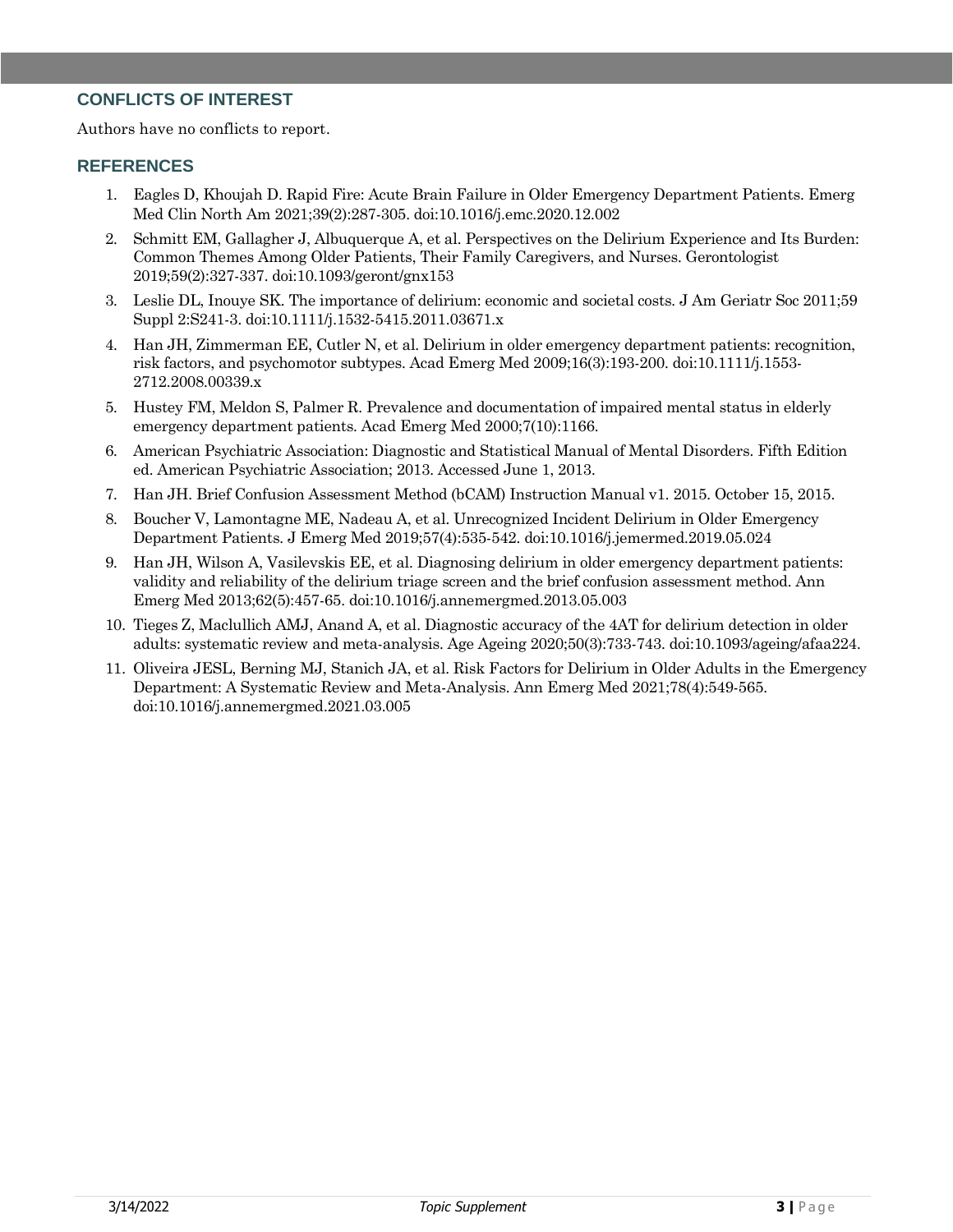## CONFLICTS OF INTEREST

Authors have no conflicts to report.

## REFERENCES

1. Eagles D, Khoujah D. Rapid Fire: Acute Brain Failure in Older Emergency Department Patients. Emerg Med Clin North Am 2021;39(2):287-305. doi:10.1016/j.emc.2020.12.002
2. Schmitt EM, Gallagher J, Albuquerque A, et al. Perspectives on the Delirium Experience and Its Burden: Common Themes Among Older Patients, Their Family Caregivers, and Nurses. Gerontologist 2019;59(2):327-337. doi:10.1093/geront/gnx153
3. Leslie DL, Inouye SK. The importance of delirium: economic and societal costs. J Am Geriatr Soc 2011;59 Suppl 2:S241-3. doi:10.1111/j.1532-5415.2011.03671.x
4. Han JH, Zimmerman EE, Cutler N, et al. Delirium in older emergency department patients: recognition, risk factors, and psychomotor subtypes. Acad Emerg Med 2009;16(3):193-200. doi:10.1111/j.1553-2712.2008.00339.x
5. Hustey FM, Meldon S, Palmer R. Prevalence and documentation of impaired mental status in elderly emergency department patients. Acad Emerg Med 2000;7(10):1166.
6. American Psychiatric Association: Diagnostic and Statistical Manual of Mental Disorders. Fifth Edition ed. American Psychiatric Association; 2013. Accessed June 1, 2013.
7. Han JH. Brief Confusion Assessment Method (bCAM) Instruction Manual v1. 2015. October 15, 2015.
8. Boucher V, Lamontagne ME, Nadeau A, et al. Unrecognized Incident Delirium in Older Emergency Department Patients. J Emerg Med 2019;57(4):535-542. doi:10.1016/j.jemermed.2019.05.024
9. Han JH, Wilson A, Vasilevskis EE, et al. Diagnosing delirium in older emergency department patients: validity and reliability of the delirium triage screen and the brief confusion assessment method. Ann Emerg Med 2013;62(5):457-65. doi:10.1016/j.annemergmed.2013.05.003
10. Tieges Z, Maclullich AMJ, Anand A, et al. Diagnostic accuracy of the 4AT for delirium detection in older adults: systematic review and meta-analysis. Age Ageing 2020;50(3):733-743. doi:10.1093/ageing/afaa224.
11. Oliveira JESL, Berning MJ, Stanich JA, et al. Risk Factors for Delirium in Older Adults in the Emergency Department: A Systematic Review and Meta-Analysis. Ann Emerg Med 2021;78(4):549-565. doi:10.1016/j.annemergmed.2021.03.005